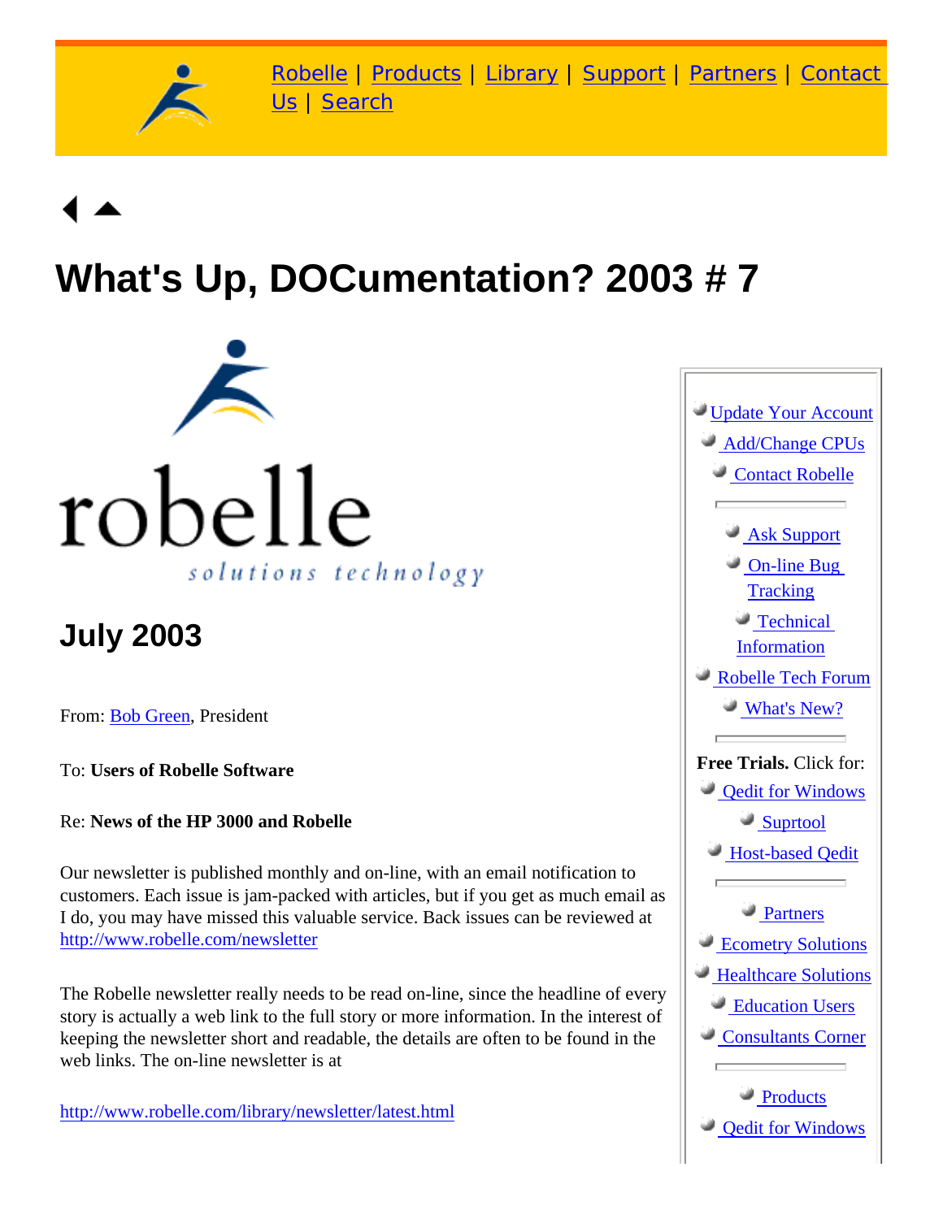Robelle | Products | Library | Support | Partners | Contact Us | Search

# What's Up, DOCumentation? 2003 # 7

robelle

*solutions technology*

## July 2003

From: Bob Green, President

To: **Users of Robelle Software**

Re: **News of the HP 3000 and Robelle**

Our newsletter is published monthly and on-line, with an email notification to customers. Each issue is jam-packed with articles, but if you get as much email as I do, you may have missed this valuable service. Back issues can be reviewed at http://www.robelle.com/newsletter

The Robelle newsletter really needs to be read on-line, since the headline of every story is actually a web link to the full story or more information. In the interest of keeping the newsletter short and readable, the details are often to be found in the web links. The on-line newsletter is at

http://www.robelle.com/library/newsletter/latest.html

- Update Your Account
- Add/Change CPUs
- Contact Robelle

---

- Ask Support
- On-line Bug Tracking
- Technical Information
- Robelle Tech Forum
- What's New?

---

**Free Trials.** Click for:

- Qedit for Windows
- Suprtool
- Host-based Qedit

---

- Partners
- Ecometry Solutions
- Healthcare Solutions
- Education Users
- Consultants Corner

---

- Products
- Qedit for Windows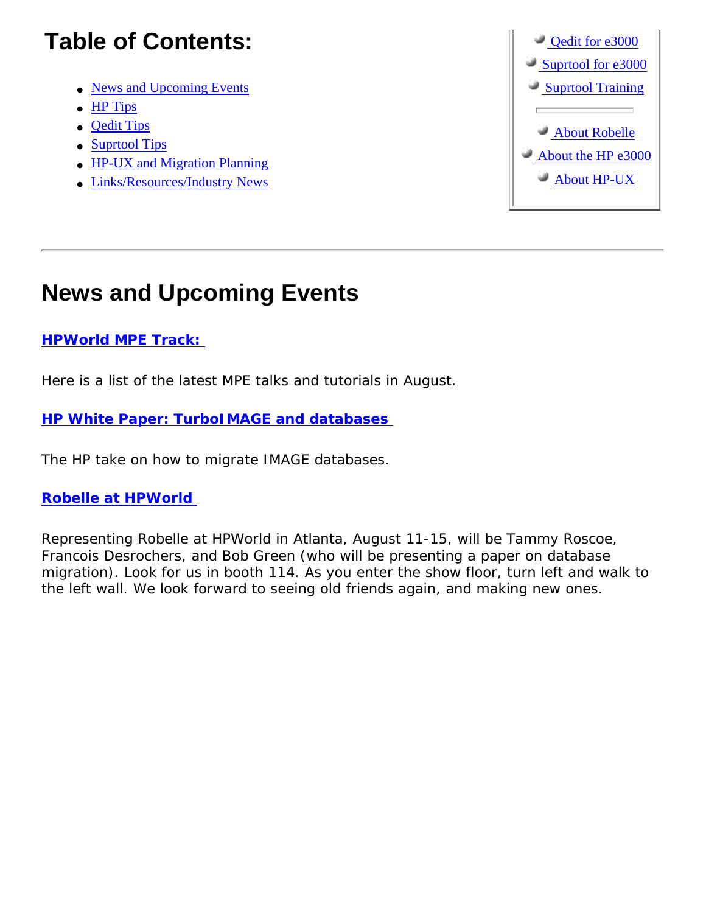# Table of Contents:

- News and Upcoming Events
- HP Tips
- Qedit Tips
- Suprtool Tips
- HP-UX and Migration Planning
- Links/Resources/Industry News

- Qedit for e3000
- Suprtool for e3000
- Suprtool Training

---

- About Robelle
- About the HP e3000
- About HP-UX

---

# News and Upcoming Events

**HPWorld MPE Track:**

Here is a list of the latest MPE talks and tutorials in August.

**HP White Paper: TurboIMAGE and databases**

The HP take on how to migrate IMAGE databases.

**Robelle at HPWorld**

Representing Robelle at HPWorld in Atlanta, August 11-15, will be Tammy Roscoe, Francois Desrochers, and Bob Green (who will be presenting a paper on database migration). Look for us in booth 114. As you enter the show floor, turn left and walk to the left wall. We look forward to seeing old friends again, and making new ones.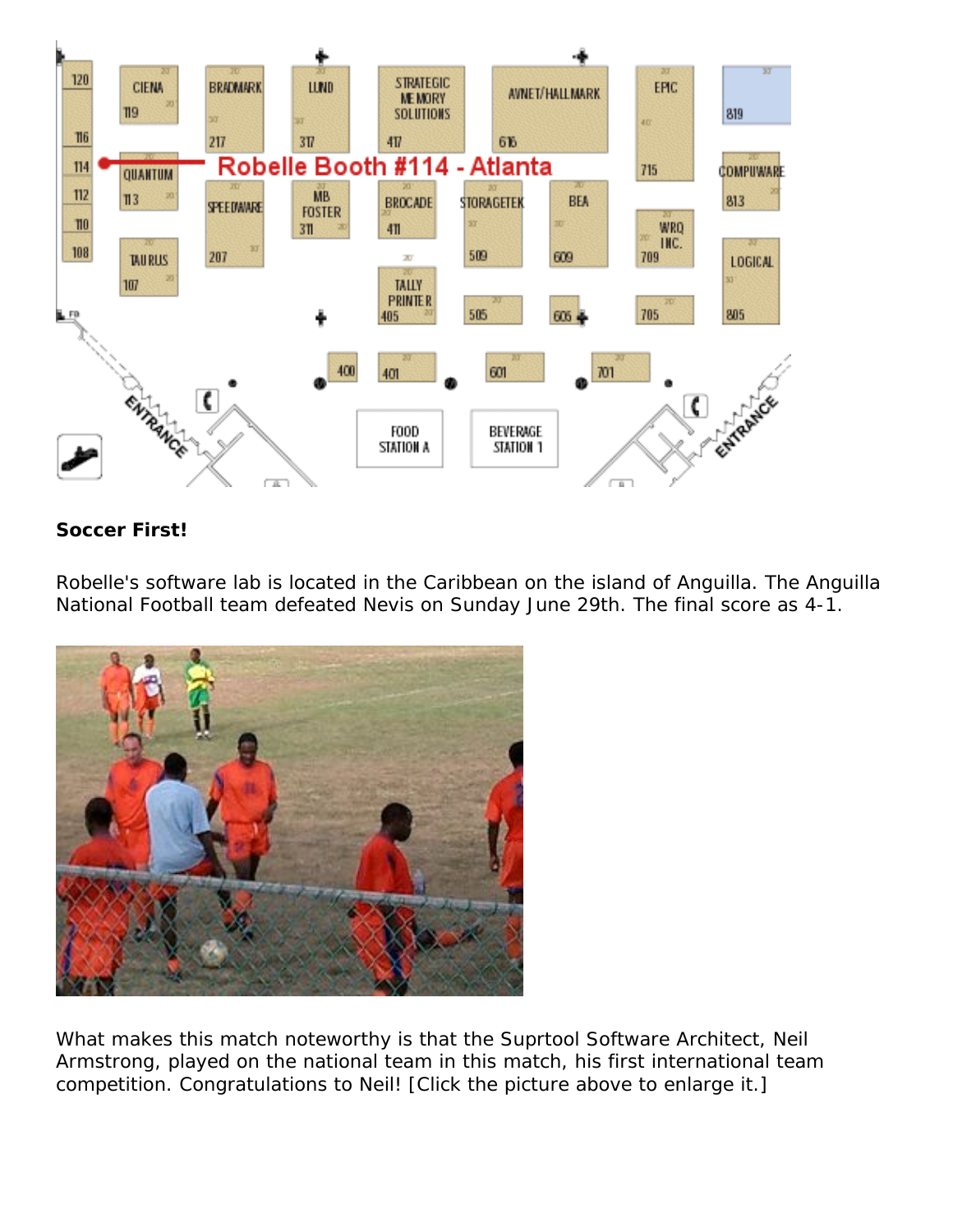**Soccer First!**

Robelle's software lab is located in the Caribbean on the island of Anguilla. The Anguilla National Football team defeated Nevis on Sunday June 29th. The final score as 4-1.

What makes this match noteworthy is that the Suprtool Software Architect, Neil Armstrong, played on the national team in this match, his first international team competition. Congratulations to Neil! [Click the picture above to enlarge it.]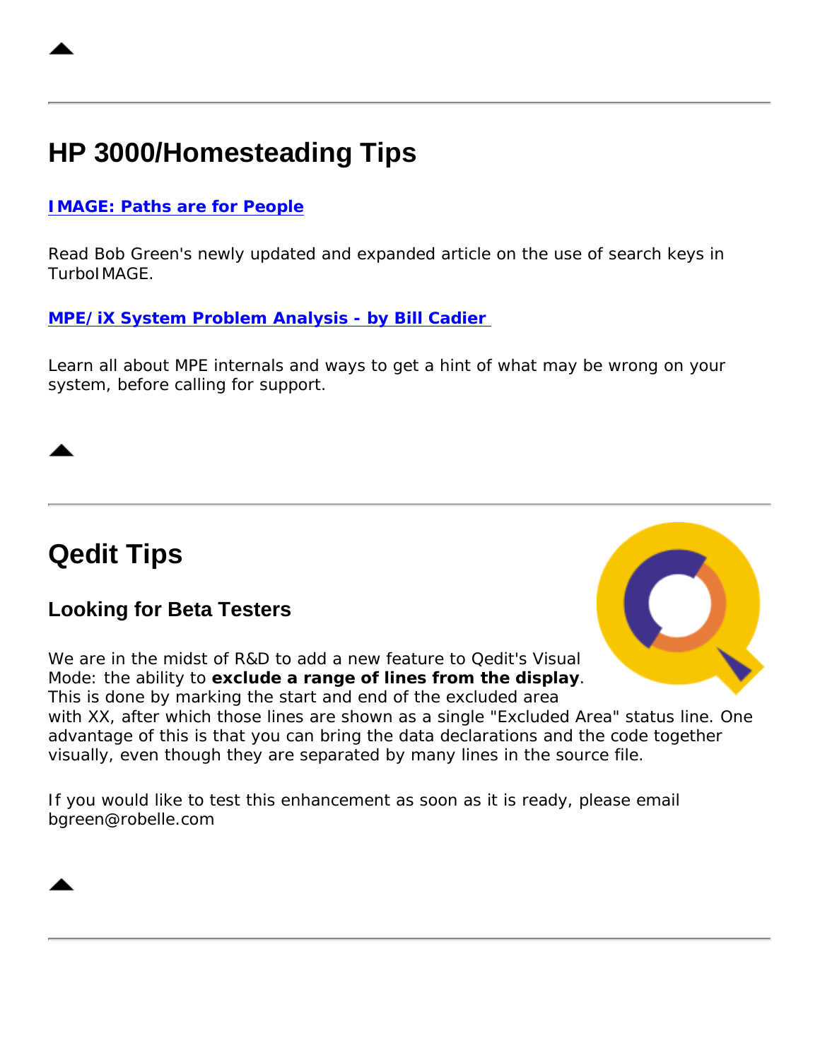# HP 3000/Homesteading Tips

**IMAGE: Paths are for People**

Read Bob Green's newly updated and expanded article on the use of search keys in TurboIMAGE.

**MPE/iX System Problem Analysis - by Bill Cadier**

Learn all about MPE internals and ways to get a hint of what may be wrong on your system, before calling for support.

# Qedit Tips

## Looking for Beta Testers

We are in the midst of R&D to add a new feature to Qedit's Visual Mode: the ability to **exclude a range of lines from the display**. This is done by marking the start and end of the excluded area with XX, after which those lines are shown as a single "Excluded Area" status line. One advantage of this is that you can bring the data declarations and the code together visually, even though they are separated by many lines in the source file.

If you would like to test this enhancement as soon as it is ready, please email bgreen@robelle.com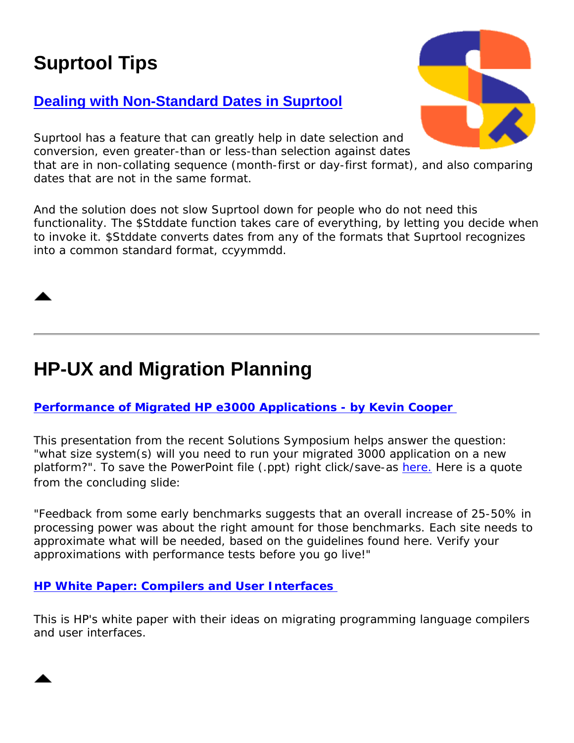# Suprtool Tips

### Dealing with Non-Standard Dates in Suprtool

Suprtool has a feature that can greatly help in date selection and conversion, even greater-than or less-than selection against dates that are in non-collating sequence (month-first or day-first format), and also comparing dates that are not in the same format.

And the solution does not slow Suprtool down for people who do not need this functionality. The $Stddate function takes care of everything, by letting you decide when to invoke it. $Stddate converts dates from any of the formats that Suprtool recognizes into a common standard format, ccyymmdd.

---

# HP-UX and Migration Planning

**Performance of Migrated HP e3000 Applications - by Kevin Cooper**

This presentation from the recent Solutions Symposium helps answer the question: "what size system(s) will you need to run your migrated 3000 application on a new platform?". To save the PowerPoint file (.ppt) right click/save-as here. Here is a quote from the concluding slide:

"Feedback from some early benchmarks suggests that an overall increase of 25-50% in processing power was about the right amount for those benchmarks. Each site needs to approximate what will be needed, based on the guidelines found here. Verify your approximations with performance tests before you go live!"

**HP White Paper: Compilers and User Interfaces**

This is HP's white paper with their ideas on migrating programming language compilers and user interfaces.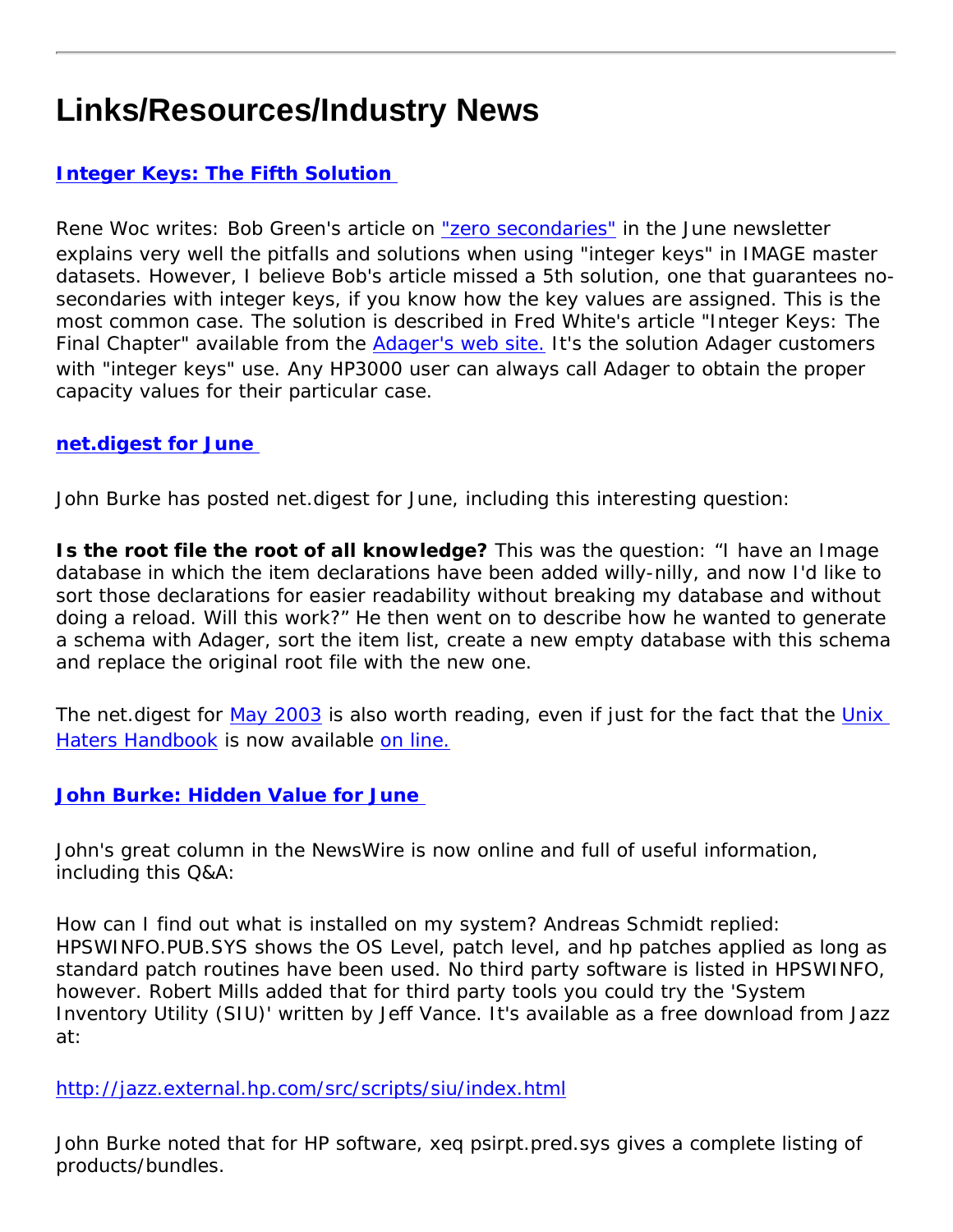# Links/Resources/Industry News

### Integer Keys: The Fifth Solution

Rene Woc writes: Bob Green's article on "zero secondaries" in the June newsletter explains very well the pitfalls and solutions when using "integer keys" in IMAGE master datasets. However, I believe Bob's article missed a 5th solution, one that guarantees no-secondaries with integer keys, if you know how the key values are assigned. This is the most common case. The solution is described in Fred White's article "Integer Keys: The Final Chapter" available from the Adager's web site. It's the solution Adager customers with "integer keys" use. Any HP3000 user can always call Adager to obtain the proper capacity values for their particular case.

### net.digest for June

John Burke has posted net.digest for June, including this interesting question:

**Is the root file the root of all knowledge?** This was the question: "I have an Image database in which the item declarations have been added willy-nilly, and now I'd like to sort those declarations for easier readability without breaking my database and without doing a reload. Will this work?" He then went on to describe how he wanted to generate a schema with Adager, sort the item list, create a new empty database with this schema and replace the original root file with the new one.

The net.digest for May 2003 is also worth reading, even if just for the fact that the Unix Haters Handbook is now available on line.

### John Burke: Hidden Value for June

John's great column in the NewsWire is now online and full of useful information, including this Q&A:

How can I find out what is installed on my system? Andreas Schmidt replied: HPSWINFO.PUB.SYS shows the OS Level, patch level, and hp patches applied as long as standard patch routines have been used. No third party software is listed in HPSWINFO, however. Robert Mills added that for third party tools you could try the 'System Inventory Utility (SIU)' written by Jeff Vance. It's available as a free download from Jazz at:

http://jazz.external.hp.com/src/scripts/siu/index.html

John Burke noted that for HP software, xeq psirpt.pred.sys gives a complete listing of products/bundles.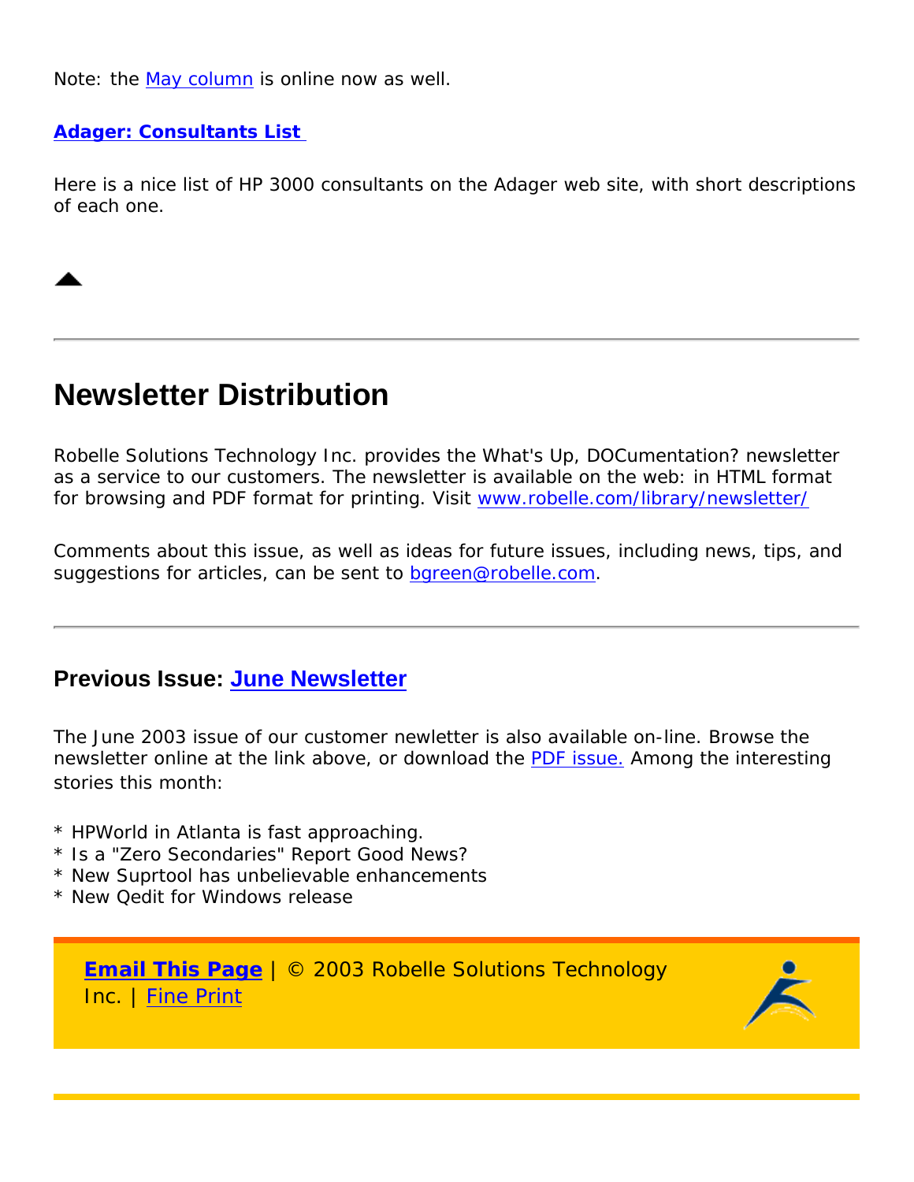Note: the May column is online now as well.

**Adager: Consultants List**

Here is a nice list of HP 3000 consultants on the Adager web site, with short descriptions of each one.

---

## Newsletter Distribution

Robelle Solutions Technology Inc. provides the What's Up, DOCumentation? newsletter as a service to our customers. The newsletter is available on the web: in HTML format for browsing and PDF format for printing. Visit www.robelle.com/library/newsletter/

Comments about this issue, as well as ideas for future issues, including news, tips, and suggestions for articles, can be sent to bgreen@robelle.com.

---

### Previous Issue: June Newsletter

The June 2003 issue of our customer newletter is also available on-line. Browse the newsletter online at the link above, or download the PDF issue. Among the interesting stories this month:

* HPWorld in Atlanta is fast approaching.
* Is a "Zero Secondaries" Report Good News?
* New Suprtool has unbelievable enhancements
* New Qedit for Windows release

**Email This Page** | © 2003 Robelle Solutions Technology Inc. | Fine Print